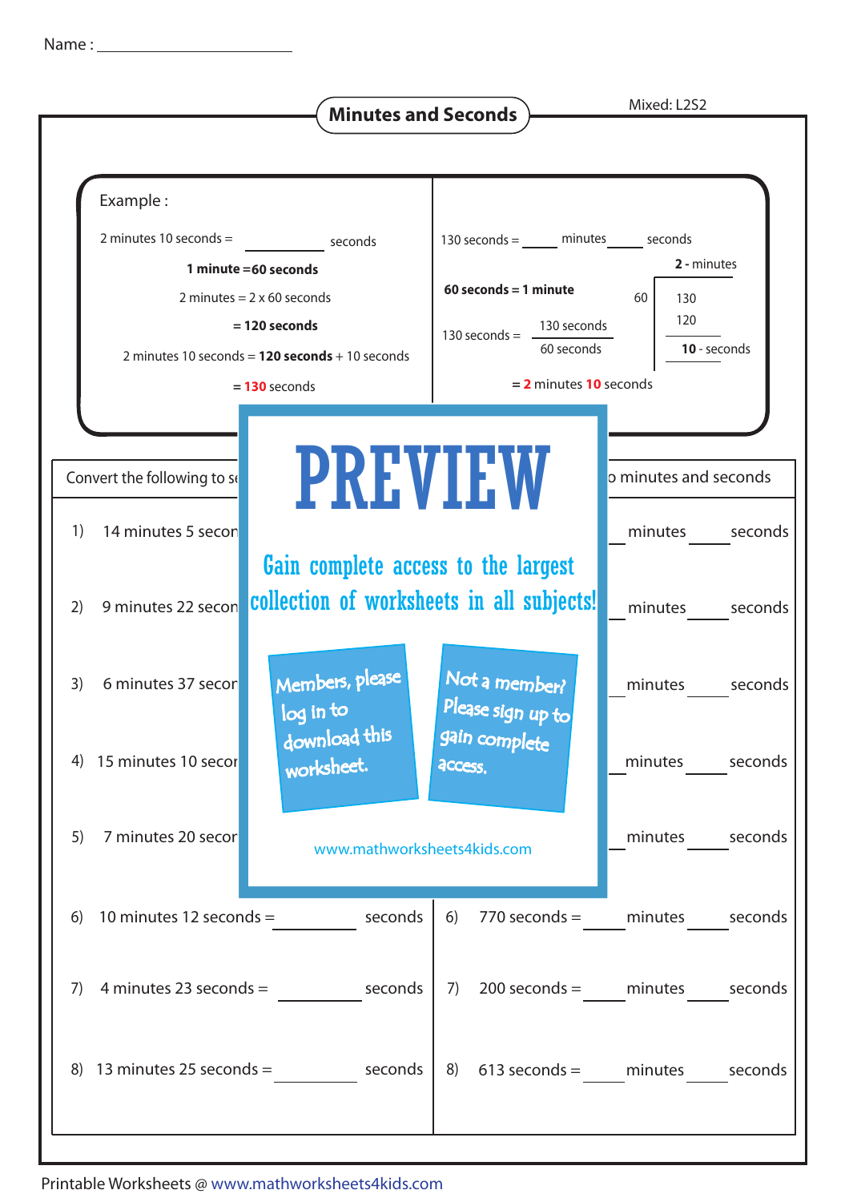Name : ______________________

## Minutes and Seconds

Mixed: L2S2

**Example :**

2 minutes 10 seconds = __________ seconds

**1 minute = 60 seconds**

2 minutes = 2 x 60 seconds

= **120 seconds**

2 minutes 10 seconds = **120 seconds** + 10 seconds

= **130** seconds

130 seconds = _____ minutes _____ seconds

**60 seconds = 1 minute**

130 seconds = $\frac{130 \text{ seconds}}{60 \text{ seconds}}$

```
        2 - minutes
   60 | 130
        120
        10 - seconds
```

= **2** minutes **10** seconds

PREVIEW

Gain complete access to the largest collection of worksheets in all subjects!

Members, please log in to download this worksheet.

Not a member? Please sign up to gain complete access.

www.mathworksheets4kids.com

Convert the following to se... | ...o minutes and seconds

1) 14 minutes 5 secon... | _____ minutes _____ seconds

2) 9 minutes 22 secon... | _____ minutes _____ seconds

3) 6 minutes 37 secor... | _____ minutes _____ seconds

4) 15 minutes 10 secor... | _____ minutes _____ seconds

5) 7 minutes 20 secor... | _____ minutes _____ seconds

6) 10 minutes 12 seconds = __________ seconds | 6) 770 seconds = _____ minutes _____ seconds

7) 4 minutes 23 seconds = __________ seconds | 7) 200 seconds = _____ minutes _____ seconds

8) 13 minutes 25 seconds = __________ seconds | 8) 613 seconds = _____ minutes _____ seconds

Printable Worksheets @ www.mathworksheets4kids.com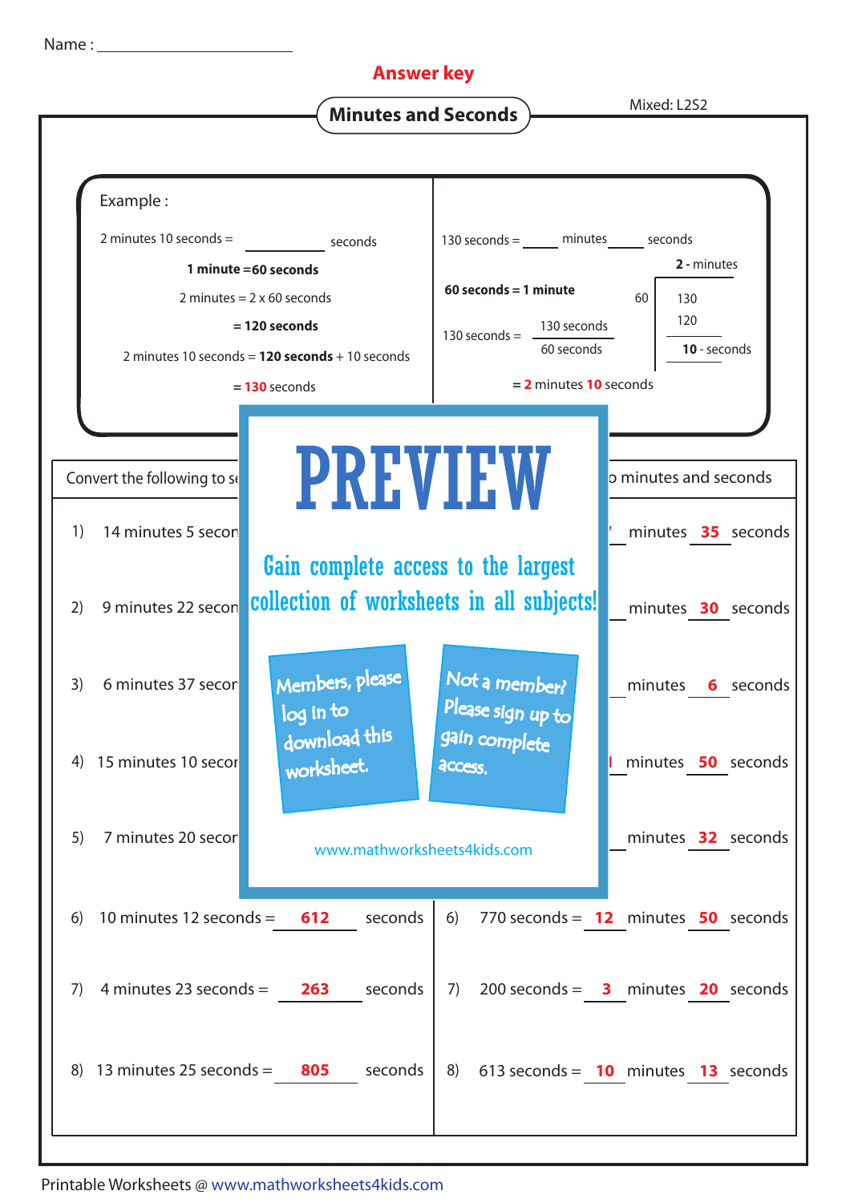Name : ______________________

**Answer key**

# Minutes and Seconds

Mixed: L2S2

Example :

2 minutes 10 seconds = ________ seconds

**1 minute = 60 seconds**

2 minutes = 2 x 60 seconds

= **120 seconds**

2 minutes 10 seconds = **120 seconds** + 10 seconds

= **130** seconds

130 seconds = _____ minutes _____ seconds

**60 seconds = 1 minute**

130 seconds = $\frac{130 \text{ seconds}}{60 \text{ seconds}}$

60 ) 130 → **2** - minutes
120
**10** - seconds

= **2** minutes **10** seconds

PREVIEW

Gain complete access to the largest collection of worksheets in all subjects!

Members, please log in to download this worksheet.

Not a member? Please sign up to gain complete access.

www.mathworksheets4kids.com

Convert the following to se

1) 14 minutes 5 secon

2) 9 minutes 22 secon

3) 6 minutes 37 secor

4) 15 minutes 10 secor

5) 7 minutes 20 secor

6) 10 minutes 12 seconds = **612** seconds

7) 4 minutes 23 seconds = **263** seconds

8) 13 minutes 25 seconds = **805** seconds

o minutes and seconds

1) minutes **35** seconds

2) minutes **30** seconds

3) minutes **6** seconds

4) minutes **50** seconds

5) minutes **32** seconds

6) 770 seconds = **12** minutes **50** seconds

7) 200 seconds = **3** minutes **20** seconds

8) 613 seconds = **10** minutes **13** seconds